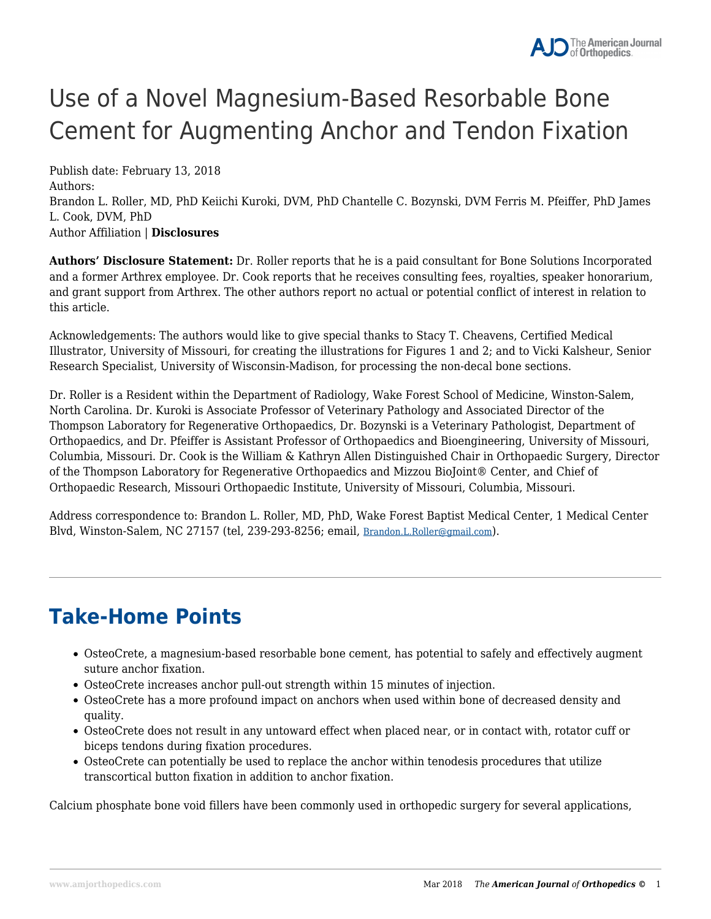# Use of a Novel Magnesium-Based Resorbable Bone Cement for Augmenting Anchor and Tendon Fixation

Publish date: February 13, 2018
Authors:
Brandon L. Roller, MD, PhD Keiichi Kuroki, DVM, PhD Chantelle C. Bozynski, DVM Ferris M. Pfeiffer, PhD James L. Cook, DVM, PhD
Author Affiliation | **Disclosures**

**Authors' Disclosure Statement:** Dr. Roller reports that he is a paid consultant for Bone Solutions Incorporated and a former Arthrex employee. Dr. Cook reports that he receives consulting fees, royalties, speaker honorarium, and grant support from Arthrex. The other authors report no actual or potential conflict of interest in relation to this article.

Acknowledgements: The authors would like to give special thanks to Stacy T. Cheavens, Certified Medical Illustrator, University of Missouri, for creating the illustrations for Figures 1 and 2; and to Vicki Kalsheur, Senior Research Specialist, University of Wisconsin-Madison, for processing the non-decal bone sections.

Dr. Roller is a Resident within the Department of Radiology, Wake Forest School of Medicine, Winston-Salem, North Carolina. Dr. Kuroki is Associate Professor of Veterinary Pathology and Associated Director of the Thompson Laboratory for Regenerative Orthopaedics, Dr. Bozynski is a Veterinary Pathologist, Department of Orthopaedics, and Dr. Pfeiffer is Assistant Professor of Orthopaedics and Bioengineering, University of Missouri, Columbia, Missouri. Dr. Cook is the William & Kathryn Allen Distinguished Chair in Orthopaedic Surgery, Director of the Thompson Laboratory for Regenerative Orthopaedics and Mizzou BioJoint® Center, and Chief of Orthopaedic Research, Missouri Orthopaedic Institute, University of Missouri, Columbia, Missouri.

Address correspondence to: Brandon L. Roller, MD, PhD, Wake Forest Baptist Medical Center, 1 Medical Center Blvd, Winston-Salem, NC 27157 (tel, 239-293-8256; email, Brandon.L.Roller@gmail.com).

---

## Take-Home Points

- OsteoCrete, a magnesium-based resorbable bone cement, has potential to safely and effectively augment suture anchor fixation.
- OsteoCrete increases anchor pull-out strength within 15 minutes of injection.
- OsteoCrete has a more profound impact on anchors when used within bone of decreased density and quality.
- OsteoCrete does not result in any untoward effect when placed near, or in contact with, rotator cuff or biceps tendons during fixation procedures.
- OsteoCrete can potentially be used to replace the anchor within tenodesis procedures that utilize transcortical button fixation in addition to anchor fixation.

Calcium phosphate bone void fillers have been commonly used in orthopedic surgery for several applications,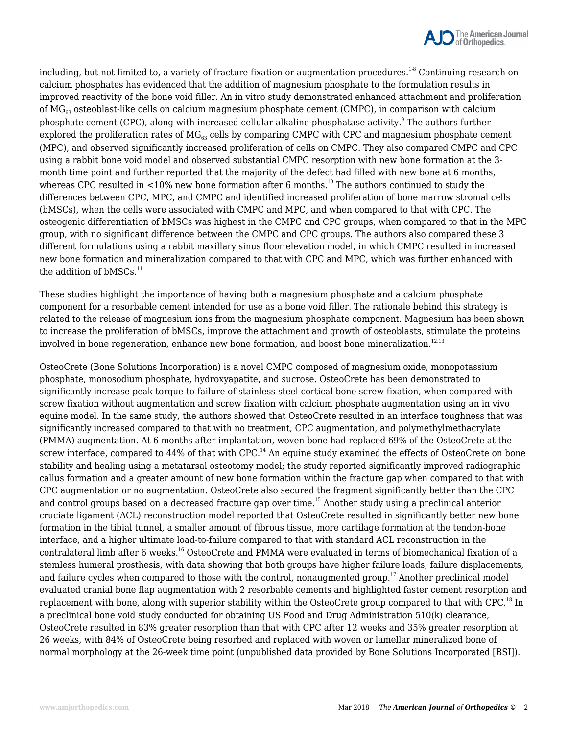including, but not limited to, a variety of fracture fixation or augmentation procedures.[1-8] Continuing research on calcium phosphates has evidenced that the addition of magnesium phosphate to the formulation results in improved reactivity of the bone void filler. An in vitro study demonstrated enhanced attachment and proliferation of $MG_{63}$ osteoblast-like cells on calcium magnesium phosphate cement (CMPC), in comparison with calcium phosphate cement (CPC), along with increased cellular alkaline phosphatase activity.[9] The authors further explored the proliferation rates of $MG_{63}$ cells by comparing CMPC with CPC and magnesium phosphate cement (MPC), and observed significantly increased proliferation of cells on CMPC. They also compared CMPC and CPC using a rabbit bone void model and observed substantial CMPC resorption with new bone formation at the 3-month time point and further reported that the majority of the defect had filled with new bone at 6 months, whereas CPC resulted in <10% new bone formation after 6 months.[10] The authors continued to study the differences between CPC, MPC, and CMPC and identified increased proliferation of bone marrow stromal cells (bMSCs), when the cells were associated with CMPC and MPC, and when compared to that with CPC. The osteogenic differentiation of bMSCs was highest in the CMPC and CPC groups, when compared to that in the MPC group, with no significant difference between the CMPC and CPC groups. The authors also compared these 3 different formulations using a rabbit maxillary sinus floor elevation model, in which CMPC resulted in increased new bone formation and mineralization compared to that with CPC and MPC, which was further enhanced with the addition of bMSCs.[11]

These studies highlight the importance of having both a magnesium phosphate and a calcium phosphate component for a resorbable cement intended for use as a bone void filler. The rationale behind this strategy is related to the release of magnesium ions from the magnesium phosphate component. Magnesium has been shown to increase the proliferation of bMSCs, improve the attachment and growth of osteoblasts, stimulate the proteins involved in bone regeneration, enhance new bone formation, and boost bone mineralization.[12,13]

OsteoCrete (Bone Solutions Incorporation) is a novel CMPC composed of magnesium oxide, monopotassium phosphate, monosodium phosphate, hydroxyapatite, and sucrose. OsteoCrete has been demonstrated to significantly increase peak torque-to-failure of stainless-steel cortical bone screw fixation, when compared with screw fixation without augmentation and screw fixation with calcium phosphate augmentation using an in vivo equine model. In the same study, the authors showed that OsteoCrete resulted in an interface toughness that was significantly increased compared to that with no treatment, CPC augmentation, and polymethylmethacrylate (PMMA) augmentation. At 6 months after implantation, woven bone had replaced 69% of the OsteoCrete at the screw interface, compared to 44% of that with CPC.[14] An equine study examined the effects of OsteoCrete on bone stability and healing using a metatarsal osteotomy model; the study reported significantly improved radiographic callus formation and a greater amount of new bone formation within the fracture gap when compared to that with CPC augmentation or no augmentation. OsteoCrete also secured the fragment significantly better than the CPC and control groups based on a decreased fracture gap over time.[15] Another study using a preclinical anterior cruciate ligament (ACL) reconstruction model reported that OsteoCrete resulted in significantly better new bone formation in the tibial tunnel, a smaller amount of fibrous tissue, more cartilage formation at the tendon-bone interface, and a higher ultimate load-to-failure compared to that with standard ACL reconstruction in the contralateral limb after 6 weeks.[16] OsteoCrete and PMMA were evaluated in terms of biomechanical fixation of a stemless humeral prosthesis, with data showing that both groups have higher failure loads, failure displacements, and failure cycles when compared to those with the control, nonaugmented group.[17] Another preclinical model evaluated cranial bone flap augmentation with 2 resorbable cements and highlighted faster cement resorption and replacement with bone, along with superior stability within the OsteoCrete group compared to that with CPC.[18] In a preclinical bone void study conducted for obtaining US Food and Drug Administration 510(k) clearance, OsteoCrete resulted in 83% greater resorption than that with CPC after 12 weeks and 35% greater resorption at 26 weeks, with 84% of OsteoCrete being resorbed and replaced with woven or lamellar mineralized bone of normal morphology at the 26-week time point (unpublished data provided by Bone Solutions Incorporated [BSI]).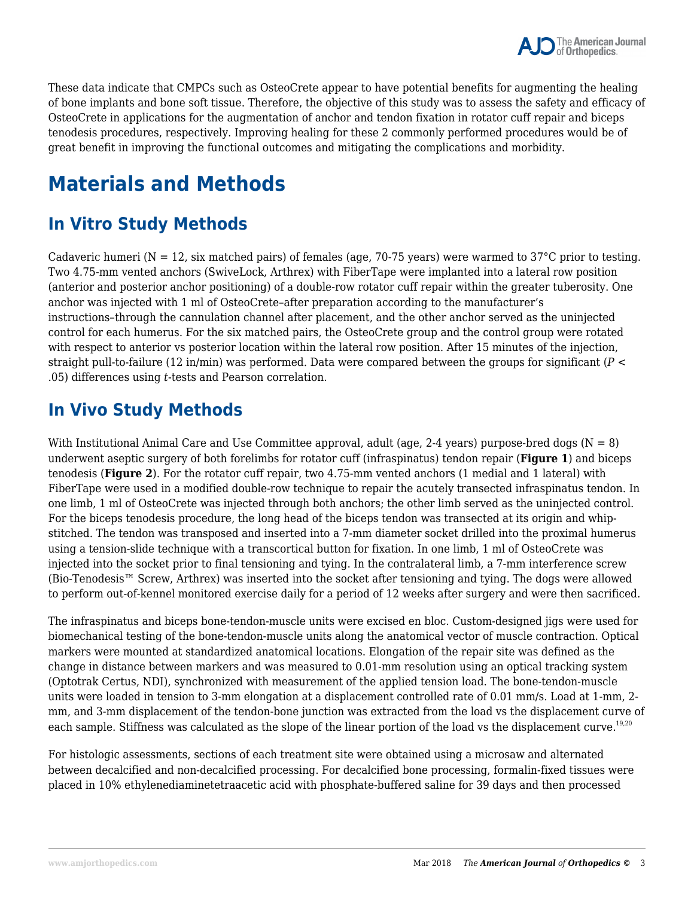These data indicate that CMPCs such as OsteoCrete appear to have potential benefits for augmenting the healing of bone implants and bone soft tissue. Therefore, the objective of this study was to assess the safety and efficacy of OsteoCrete in applications for the augmentation of anchor and tendon fixation in rotator cuff repair and biceps tenodesis procedures, respectively. Improving healing for these 2 commonly performed procedures would be of great benefit in improving the functional outcomes and mitigating the complications and morbidity.

# Materials and Methods

## In Vitro Study Methods

Cadaveric humeri (N = 12, six matched pairs) of females (age, 70-75 years) were warmed to 37°C prior to testing. Two 4.75-mm vented anchors (SwiveLock, Arthrex) with FiberTape were implanted into a lateral row position (anterior and posterior anchor positioning) of a double-row rotator cuff repair within the greater tuberosity. One anchor was injected with 1 ml of OsteoCrete–after preparation according to the manufacturer's instructions–through the cannulation channel after placement, and the other anchor served as the uninjected control for each humerus. For the six matched pairs, the OsteoCrete group and the control group were rotated with respect to anterior vs posterior location within the lateral row position. After 15 minutes of the injection, straight pull-to-failure (12 in/min) was performed. Data were compared between the groups for significant ($P < .05$) differences using *t*-tests and Pearson correlation.

## In Vivo Study Methods

With Institutional Animal Care and Use Committee approval, adult (age, 2-4 years) purpose-bred dogs (N = 8) underwent aseptic surgery of both forelimbs for rotator cuff (infraspinatus) tendon repair (**Figure 1**) and biceps tenodesis (**Figure 2**). For the rotator cuff repair, two 4.75-mm vented anchors (1 medial and 1 lateral) with FiberTape were used in a modified double-row technique to repair the acutely transected infraspinatus tendon. In one limb, 1 ml of OsteoCrete was injected through both anchors; the other limb served as the uninjected control. For the biceps tenodesis procedure, the long head of the biceps tendon was transected at its origin and whip-stitched. The tendon was transposed and inserted into a 7-mm diameter socket drilled into the proximal humerus using a tension-slide technique with a transcortical button for fixation. In one limb, 1 ml of OsteoCrete was injected into the socket prior to final tensioning and tying. In the contralateral limb, a 7-mm interference screw (Bio-Tenodesis™ Screw, Arthrex) was inserted into the socket after tensioning and tying. The dogs were allowed to perform out-of-kennel monitored exercise daily for a period of 12 weeks after surgery and were then sacrificed.

The infraspinatus and biceps bone-tendon-muscle units were excised en bloc. Custom-designed jigs were used for biomechanical testing of the bone-tendon-muscle units along the anatomical vector of muscle contraction. Optical markers were mounted at standardized anatomical locations. Elongation of the repair site was defined as the change in distance between markers and was measured to 0.01-mm resolution using an optical tracking system (Optotrak Certus, NDI), synchronized with measurement of the applied tension load. The bone-tendon-muscle units were loaded in tension to 3-mm elongation at a displacement controlled rate of 0.01 mm/s. Load at 1-mm, 2-mm, and 3-mm displacement of the tendon-bone junction was extracted from the load vs the displacement curve of each sample. Stiffness was calculated as the slope of the linear portion of the load vs the displacement curve.[19,20]

For histologic assessments, sections of each treatment site were obtained using a microsaw and alternated between decalcified and non-decalcified processing. For decalcified bone processing, formalin-fixed tissues were placed in 10% ethylenediaminetetraacetic acid with phosphate-buffered saline for 39 days and then processed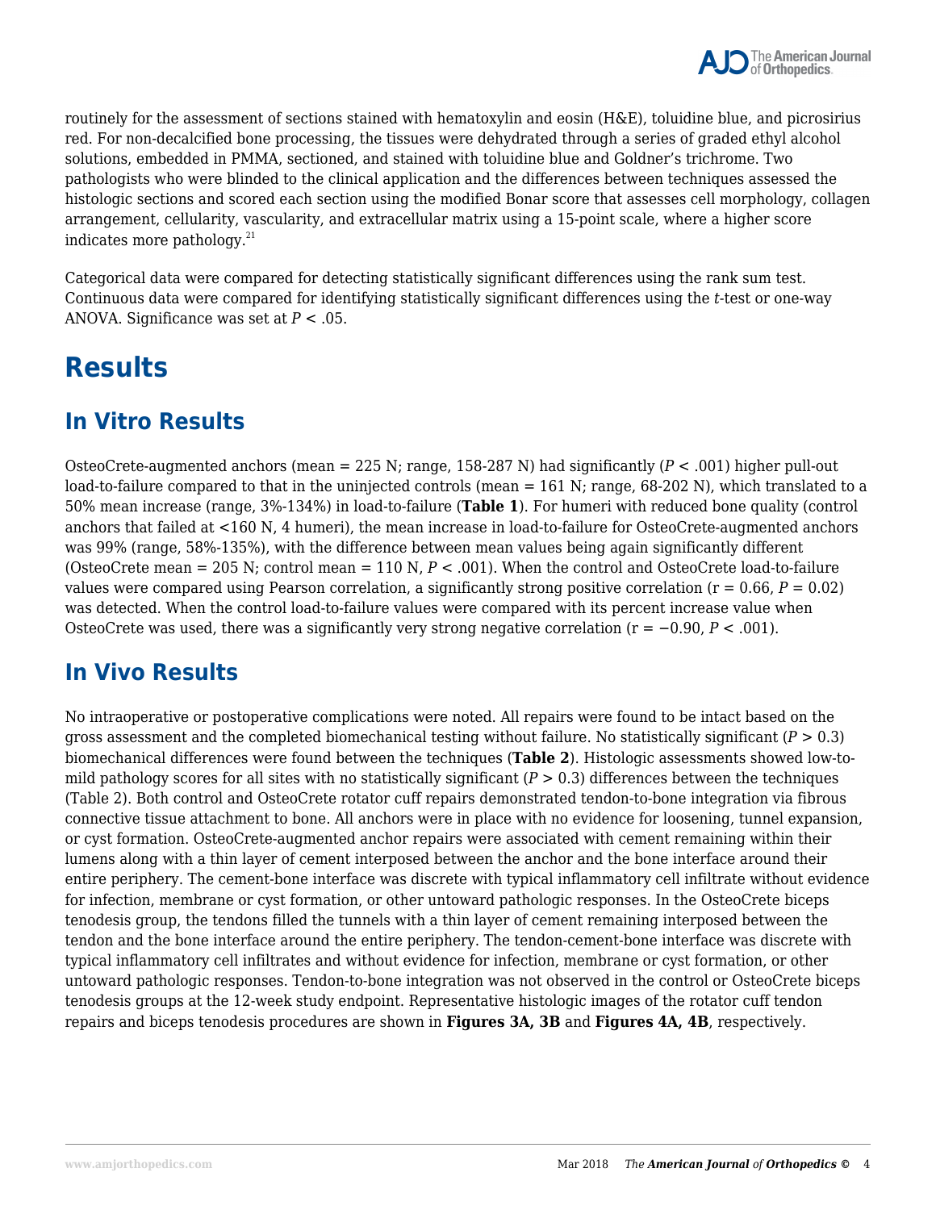routinely for the assessment of sections stained with hematoxylin and eosin (H&E), toluidine blue, and picrosirius red. For non-decalcified bone processing, the tissues were dehydrated through a series of graded ethyl alcohol solutions, embedded in PMMA, sectioned, and stained with toluidine blue and Goldner's trichrome. Two pathologists who were blinded to the clinical application and the differences between techniques assessed the histologic sections and scored each section using the modified Bonar score that assesses cell morphology, collagen arrangement, cellularity, vascularity, and extracellular matrix using a 15-point scale, where a higher score indicates more pathology.[21]

Categorical data were compared for detecting statistically significant differences using the rank sum test. Continuous data were compared for identifying statistically significant differences using the *t*-test or one-way ANOVA. Significance was set at $P < .05$.

# Results

## In Vitro Results

OsteoCrete-augmented anchors (mean = 225 N; range, 158-287 N) had significantly ($P < .001$) higher pull-out load-to-failure compared to that in the uninjected controls (mean = 161 N; range, 68-202 N), which translated to a 50% mean increase (range, 3%-134%) in load-to-failure (**Table 1**). For humeri with reduced bone quality (control anchors that failed at <160 N, 4 humeri), the mean increase in load-to-failure for OsteoCrete-augmented anchors was 99% (range, 58%-135%), with the difference between mean values being again significantly different (OsteoCrete mean = 205 N; control mean = 110 N, $P < .001$). When the control and OsteoCrete load-to-failure values were compared using Pearson correlation, a significantly strong positive correlation ($r = 0.66$, $P = 0.02$) was detected. When the control load-to-failure values were compared with its percent increase value when OsteoCrete was used, there was a significantly very strong negative correlation ($r = -0.90$, $P < .001$).

## In Vivo Results

No intraoperative or postoperative complications were noted. All repairs were found to be intact based on the gross assessment and the completed biomechanical testing without failure. No statistically significant ($P > 0.3$) biomechanical differences were found between the techniques (**Table 2**). Histologic assessments showed low-to-mild pathology scores for all sites with no statistically significant ($P > 0.3$) differences between the techniques (Table 2). Both control and OsteoCrete rotator cuff repairs demonstrated tendon-to-bone integration via fibrous connective tissue attachment to bone. All anchors were in place with no evidence for loosening, tunnel expansion, or cyst formation. OsteoCrete-augmented anchor repairs were associated with cement remaining within their lumens along with a thin layer of cement interposed between the anchor and the bone interface around their entire periphery. The cement-bone interface was discrete with typical inflammatory cell infiltrate without evidence for infection, membrane or cyst formation, or other untoward pathologic responses. In the OsteoCrete biceps tenodesis group, the tendons filled the tunnels with a thin layer of cement remaining interposed between the tendon and the bone interface around the entire periphery. The tendon-cement-bone interface was discrete with typical inflammatory cell infiltrates and without evidence for infection, membrane or cyst formation, or other untoward pathologic responses. Tendon-to-bone integration was not observed in the control or OsteoCrete biceps tenodesis groups at the 12-week study endpoint. Representative histologic images of the rotator cuff tendon repairs and biceps tenodesis procedures are shown in **Figures 3A, 3B** and **Figures 4A, 4B**, respectively.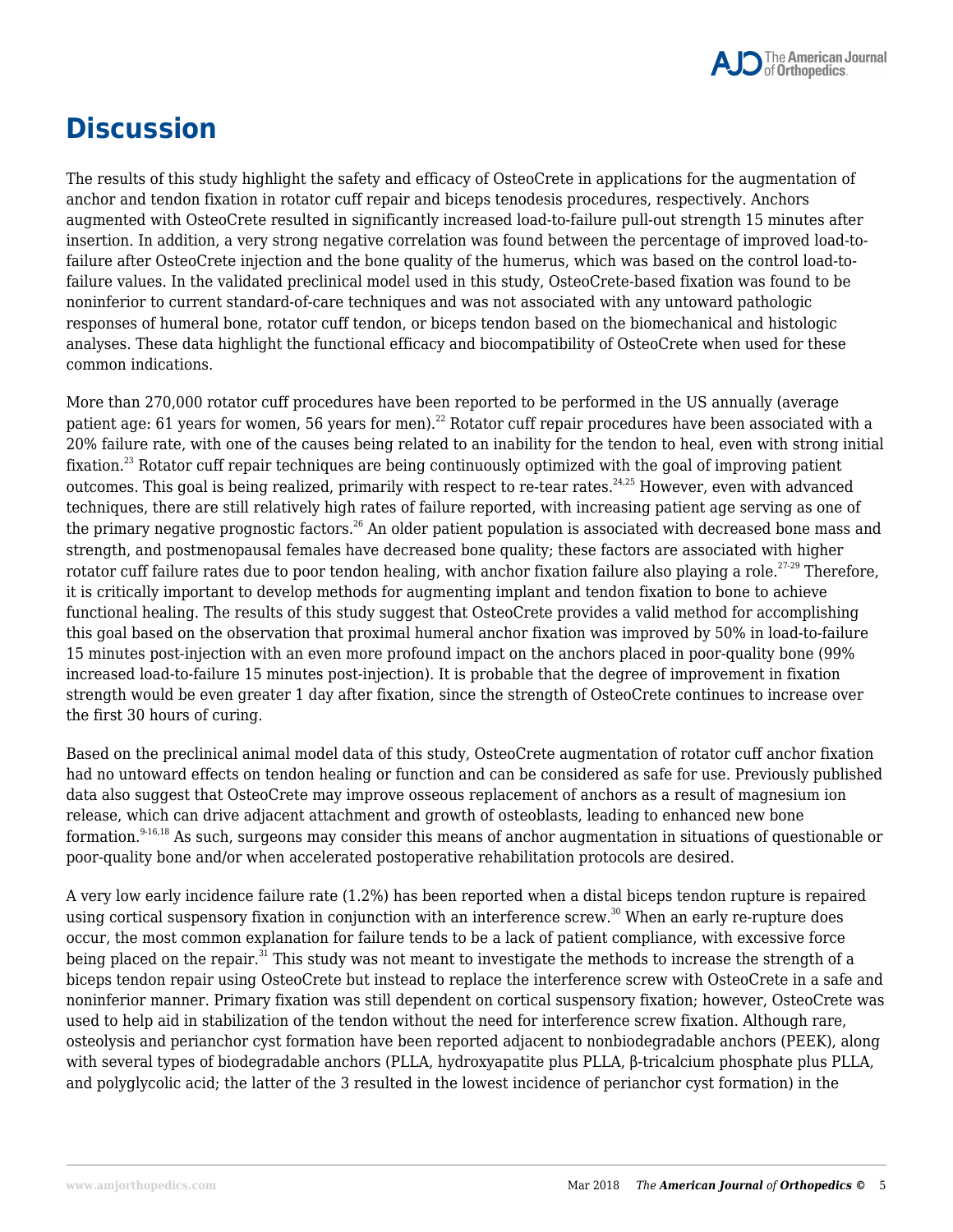# Discussion

The results of this study highlight the safety and efficacy of OsteoCrete in applications for the augmentation of anchor and tendon fixation in rotator cuff repair and biceps tenodesis procedures, respectively. Anchors augmented with OsteoCrete resulted in significantly increased load-to-failure pull-out strength 15 minutes after insertion. In addition, a very strong negative correlation was found between the percentage of improved load-to-failure after OsteoCrete injection and the bone quality of the humerus, which was based on the control load-to-failure values. In the validated preclinical model used in this study, OsteoCrete-based fixation was found to be noninferior to current standard-of-care techniques and was not associated with any untoward pathologic responses of humeral bone, rotator cuff tendon, or biceps tendon based on the biomechanical and histologic analyses. These data highlight the functional efficacy and biocompatibility of OsteoCrete when used for these common indications.

More than 270,000 rotator cuff procedures have been reported to be performed in the US annually (average patient age: 61 years for women, 56 years for men).[22] Rotator cuff repair procedures have been associated with a 20% failure rate, with one of the causes being related to an inability for the tendon to heal, even with strong initial fixation.[23] Rotator cuff repair techniques are being continuously optimized with the goal of improving patient outcomes. This goal is being realized, primarily with respect to re-tear rates.[24,25] However, even with advanced techniques, there are still relatively high rates of failure reported, with increasing patient age serving as one of the primary negative prognostic factors.[26] An older patient population is associated with decreased bone mass and strength, and postmenopausal females have decreased bone quality; these factors are associated with higher rotator cuff failure rates due to poor tendon healing, with anchor fixation failure also playing a role.[27-29] Therefore, it is critically important to develop methods for augmenting implant and tendon fixation to bone to achieve functional healing. The results of this study suggest that OsteoCrete provides a valid method for accomplishing this goal based on the observation that proximal humeral anchor fixation was improved by 50% in load-to-failure 15 minutes post-injection with an even more profound impact on the anchors placed in poor-quality bone (99% increased load-to-failure 15 minutes post-injection). It is probable that the degree of improvement in fixation strength would be even greater 1 day after fixation, since the strength of OsteoCrete continues to increase over the first 30 hours of curing.

Based on the preclinical animal model data of this study, OsteoCrete augmentation of rotator cuff anchor fixation had no untoward effects on tendon healing or function and can be considered as safe for use. Previously published data also suggest that OsteoCrete may improve osseous replacement of anchors as a result of magnesium ion release, which can drive adjacent attachment and growth of osteoblasts, leading to enhanced new bone formation.[9-16,18] As such, surgeons may consider this means of anchor augmentation in situations of questionable or poor-quality bone and/or when accelerated postoperative rehabilitation protocols are desired.

A very low early incidence failure rate (1.2%) has been reported when a distal biceps tendon rupture is repaired using cortical suspensory fixation in conjunction with an interference screw.[30] When an early re-rupture does occur, the most common explanation for failure tends to be a lack of patient compliance, with excessive force being placed on the repair.[31] This study was not meant to investigate the methods to increase the strength of a biceps tendon repair using OsteoCrete but instead to replace the interference screw with OsteoCrete in a safe and noninferior manner. Primary fixation was still dependent on cortical suspensory fixation; however, OsteoCrete was used to help aid in stabilization of the tendon without the need for interference screw fixation. Although rare, osteolysis and perianchor cyst formation have been reported adjacent to nonbiodegradable anchors (PEEK), along with several types of biodegradable anchors (PLLA, hydroxyapatite plus PLLA, β-tricalcium phosphate plus PLLA, and polyglycolic acid; the latter of the 3 resulted in the lowest incidence of perianchor cyst formation) in the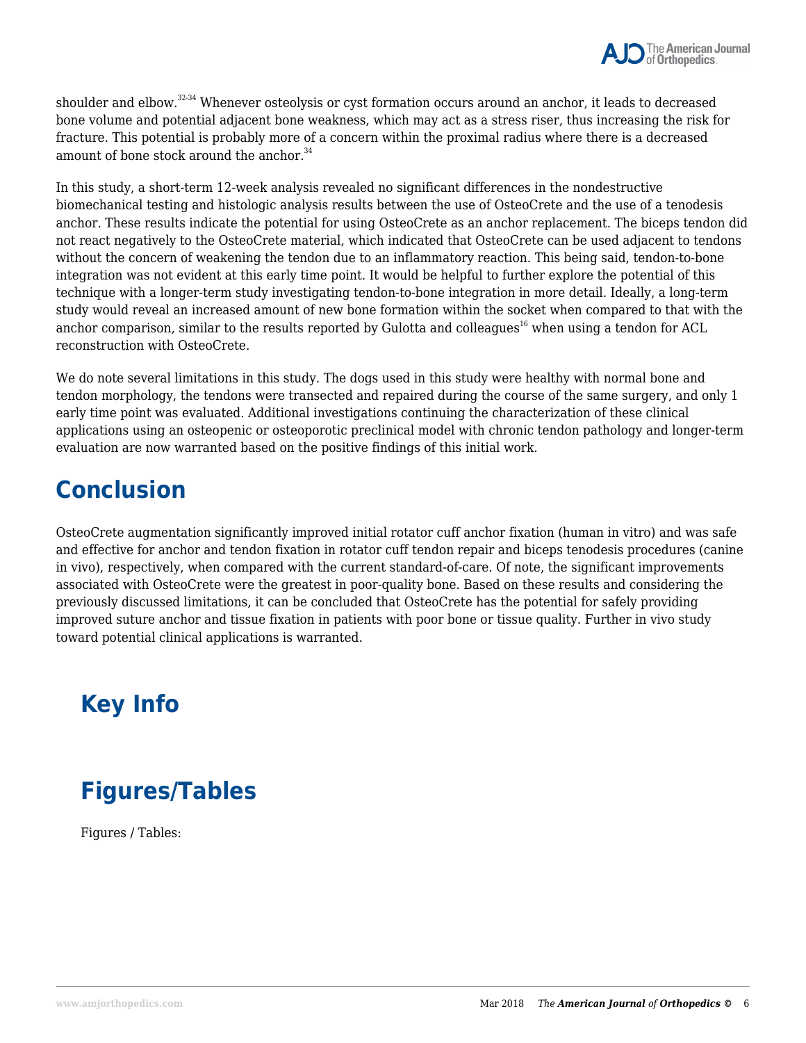shoulder and elbow.[32-34] Whenever osteolysis or cyst formation occurs around an anchor, it leads to decreased bone volume and potential adjacent bone weakness, which may act as a stress riser, thus increasing the risk for fracture. This potential is probably more of a concern within the proximal radius where there is a decreased amount of bone stock around the anchor.[34]

In this study, a short-term 12-week analysis revealed no significant differences in the nondestructive biomechanical testing and histologic analysis results between the use of OsteoCrete and the use of a tenodesis anchor. These results indicate the potential for using OsteoCrete as an anchor replacement. The biceps tendon did not react negatively to the OsteoCrete material, which indicated that OsteoCrete can be used adjacent to tendons without the concern of weakening the tendon due to an inflammatory reaction. This being said, tendon-to-bone integration was not evident at this early time point. It would be helpful to further explore the potential of this technique with a longer-term study investigating tendon-to-bone integration in more detail. Ideally, a long-term study would reveal an increased amount of new bone formation within the socket when compared to that with the anchor comparison, similar to the results reported by Gulotta and colleagues[16] when using a tendon for ACL reconstruction with OsteoCrete.

We do note several limitations in this study. The dogs used in this study were healthy with normal bone and tendon morphology, the tendons were transected and repaired during the course of the same surgery, and only 1 early time point was evaluated. Additional investigations continuing the characterization of these clinical applications using an osteopenic or osteoporotic preclinical model with chronic tendon pathology and longer-term evaluation are now warranted based on the positive findings of this initial work.

## Conclusion

OsteoCrete augmentation significantly improved initial rotator cuff anchor fixation (human in vitro) and was safe and effective for anchor and tendon fixation in rotator cuff tendon repair and biceps tenodesis procedures (canine in vivo), respectively, when compared with the current standard-of-care. Of note, the significant improvements associated with OsteoCrete were the greatest in poor-quality bone. Based on these results and considering the previously discussed limitations, it can be concluded that OsteoCrete has the potential for safely providing improved suture anchor and tissue fixation in patients with poor bone or tissue quality. Further in vivo study toward potential clinical applications is warranted.

## Key Info

## Figures/Tables

Figures / Tables: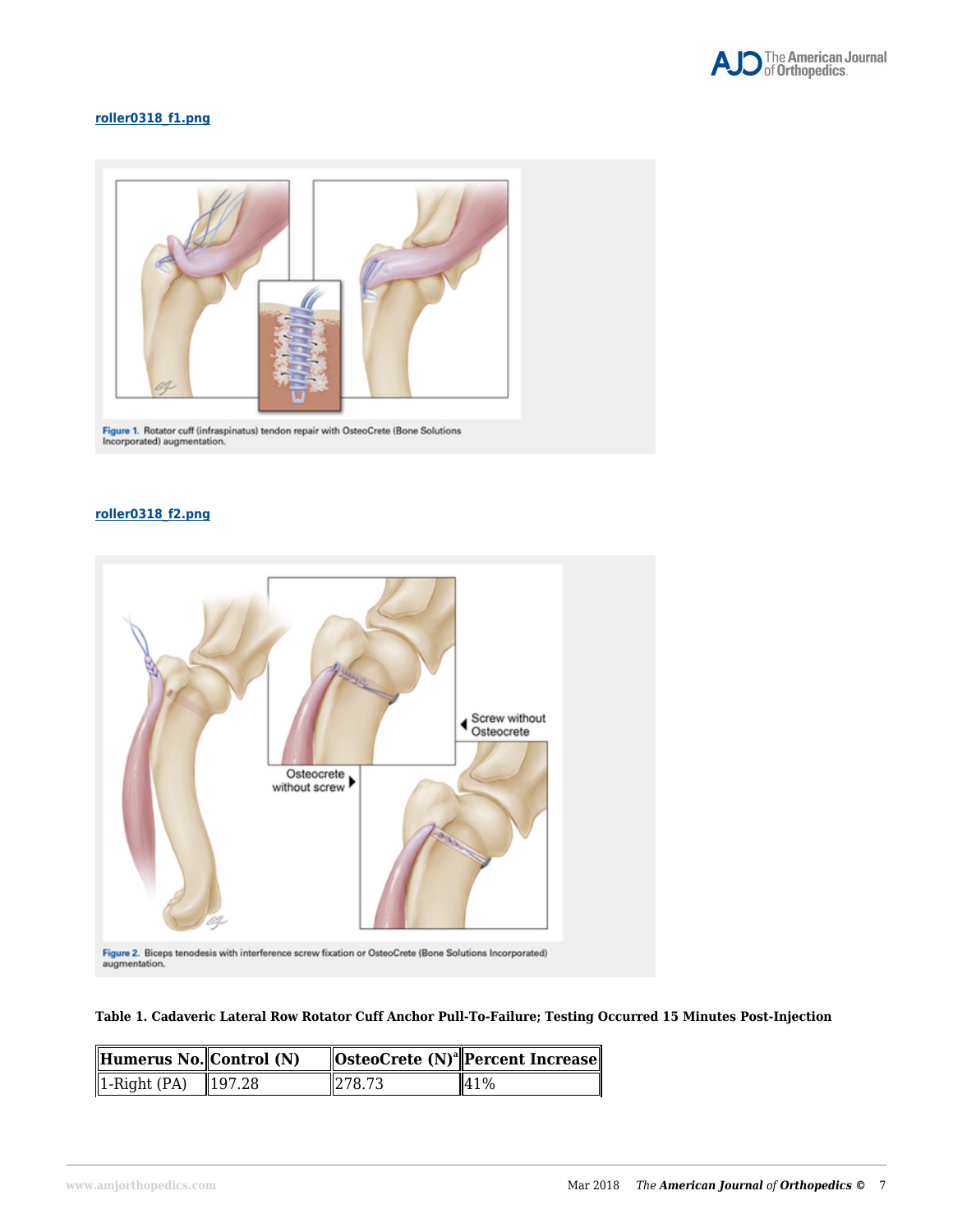**roller0318_f1.png**

Figure 1. Rotator cuff (infraspinatus) tendon repair with OsteoCrete (Bone Solutions Incorporated) augmentation.

**roller0318_f2.png**

Figure 2. Biceps tenodesis with interference screw fixation or OsteoCrete (Bone Solutions Incorporated) augmentation.

**Table 1. Cadaveric Lateral Row Rotator Cuff Anchor Pull-To-Failure; Testing Occurred 15 Minutes Post-Injection**

| Humerus No. | Control (N) | OsteoCrete (N)[a] | Percent Increase |
|---|---|---|---|
| 1-Right (PA) | 197.28 | 278.73 | 41% |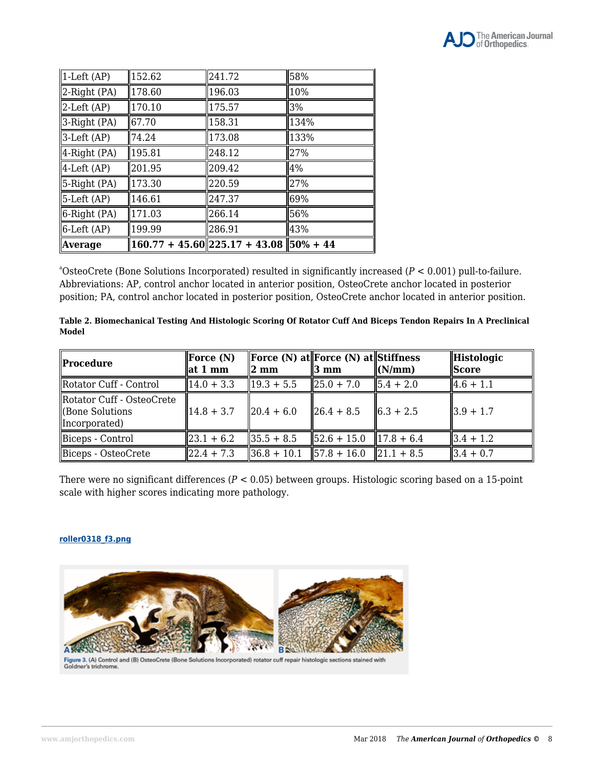| 1-Left (AP) | 152.62 | 241.72 | 58% |
|---|---|---|---|
| 2-Right (PA) | 178.60 | 196.03 | 10% |
| 2-Left (AP) | 170.10 | 175.57 | 3% |
| 3-Right (PA) | 67.70 | 158.31 | 134% |
| 3-Left (AP) | 74.24 | 173.08 | 133% |
| 4-Right (PA) | 195.81 | 248.12 | 27% |
| 4-Left (AP) | 201.95 | 209.42 | 4% |
| 5-Right (PA) | 173.30 | 220.59 | 27% |
| 5-Left (AP) | 146.61 | 247.37 | 69% |
| 6-Right (PA) | 171.03 | 266.14 | 56% |
| 6-Left (AP) | 199.99 | 286.91 | 43% |
| **Average** | **160.77 + 45.60** | **225.17 + 43.08** | **50% + 44** |

[a]OsteoCrete (Bone Solutions Incorporated) resulted in significantly increased ($P < 0.001$) pull-to-failure. Abbreviations: AP, control anchor located in anterior position, OsteoCrete anchor located in posterior position; PA, control anchor located in posterior position, OsteoCrete anchor located in anterior position.

**Table 2. Biomechanical Testing And Histologic Scoring Of Rotator Cuff And Biceps Tendon Repairs In A Preclinical Model**

| Procedure | Force (N) at 1 mm | Force (N) at 2 mm | Force (N) at 3 mm | Stiffness (N/mm) | Histologic Score |
|---|---|---|---|---|---|
| Rotator Cuff - Control | 14.0 + 3.3 | 19.3 + 5.5 | 25.0 + 7.0 | 5.4 + 2.0 | 4.6 + 1.1 |
| Rotator Cuff - OsteoCrete (Bone Solutions Incorporated) | 14.8 + 3.7 | 20.4 + 6.0 | 26.4 + 8.5 | 6.3 + 2.5 | 3.9 + 1.7 |
| Biceps - Control | 23.1 + 6.2 | 35.5 + 8.5 | 52.6 + 15.0 | 17.8 + 6.4 | 3.4 + 1.2 |
| Biceps - OsteoCrete | 22.4 + 7.3 | 36.8 + 10.1 | 57.8 + 16.0 | 21.1 + 8.5 | 3.4 + 0.7 |

There were no significant differences ($P < 0.05$) between groups. Histologic scoring based on a 15-point scale with higher scores indicating more pathology.

roller0318_f3.png

Figure 3. (A) Control and (B) OsteoCrete (Bone Solutions Incorporated) rotator cuff repair histologic sections stained with Goldner's trichrome.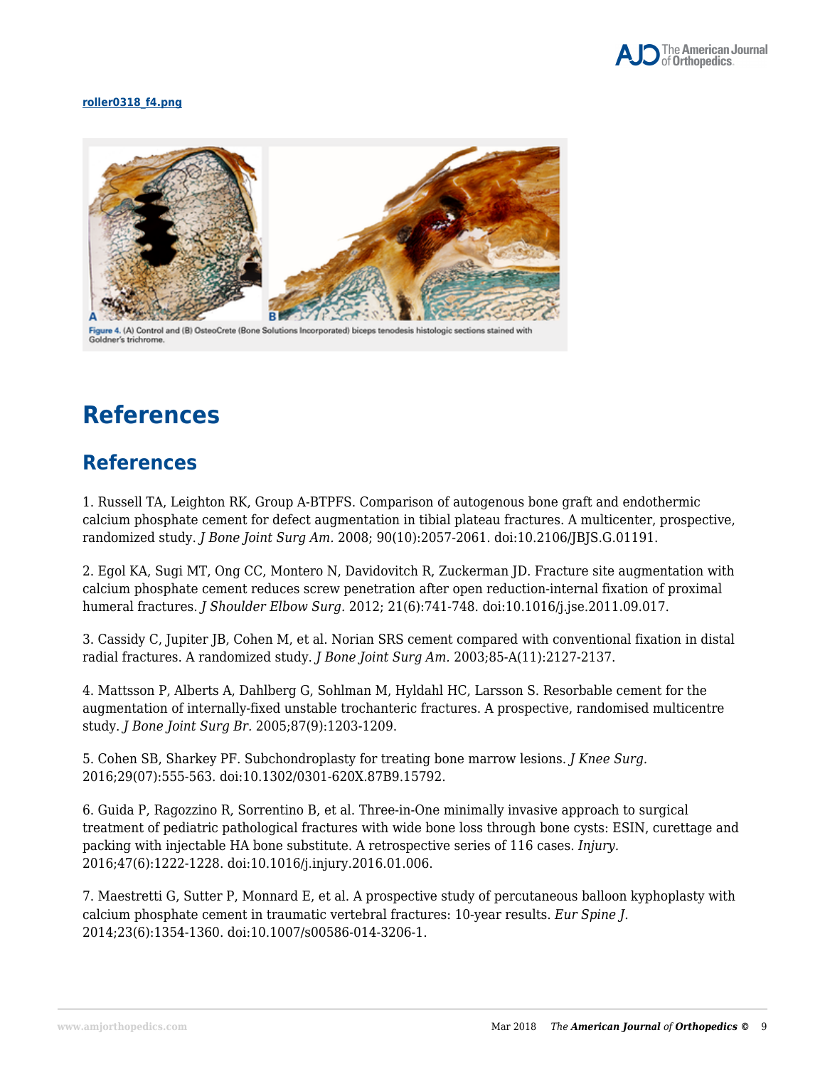roller0318_f4.png

Figure 4. (A) Control and (B) OsteoCrete (Bone Solutions Incorporated) biceps tenodesis histologic sections stained with Goldner's trichrome.

# References

## References

1. Russell TA, Leighton RK, Group A-BTPFS. Comparison of autogenous bone graft and endothermic calcium phosphate cement for defect augmentation in tibial plateau fractures. A multicenter, prospective, randomized study. *J Bone Joint Surg Am.* 2008; 90(10):2057-2061. doi:10.2106/JBJS.G.01191.

2. Egol KA, Sugi MT, Ong CC, Montero N, Davidovitch R, Zuckerman JD. Fracture site augmentation with calcium phosphate cement reduces screw penetration after open reduction-internal fixation of proximal humeral fractures. *J Shoulder Elbow Surg.* 2012; 21(6):741-748. doi:10.1016/j.jse.2011.09.017.

3. Cassidy C, Jupiter JB, Cohen M, et al. Norian SRS cement compared with conventional fixation in distal radial fractures. A randomized study. *J Bone Joint Surg Am.* 2003;85-A(11):2127-2137.

4. Mattsson P, Alberts A, Dahlberg G, Sohlman M, Hyldahl HC, Larsson S. Resorbable cement for the augmentation of internally-fixed unstable trochanteric fractures. A prospective, randomised multicentre study. *J Bone Joint Surg Br.* 2005;87(9):1203-1209.

5. Cohen SB, Sharkey PF. Subchondroplasty for treating bone marrow lesions. *J Knee Surg.* 2016;29(07):555-563. doi:10.1302/0301-620X.87B9.15792.

6. Guida P, Ragozzino R, Sorrentino B, et al. Three-in-One minimally invasive approach to surgical treatment of pediatric pathological fractures with wide bone loss through bone cysts: ESIN, curettage and packing with injectable HA bone substitute. A retrospective series of 116 cases. *Injury.* 2016;47(6):1222-1228. doi:10.1016/j.injury.2016.01.006.

7. Maestretti G, Sutter P, Monnard E, et al. A prospective study of percutaneous balloon kyphoplasty with calcium phosphate cement in traumatic vertebral fractures: 10-year results. *Eur Spine J.* 2014;23(6):1354-1360. doi:10.1007/s00586-014-3206-1.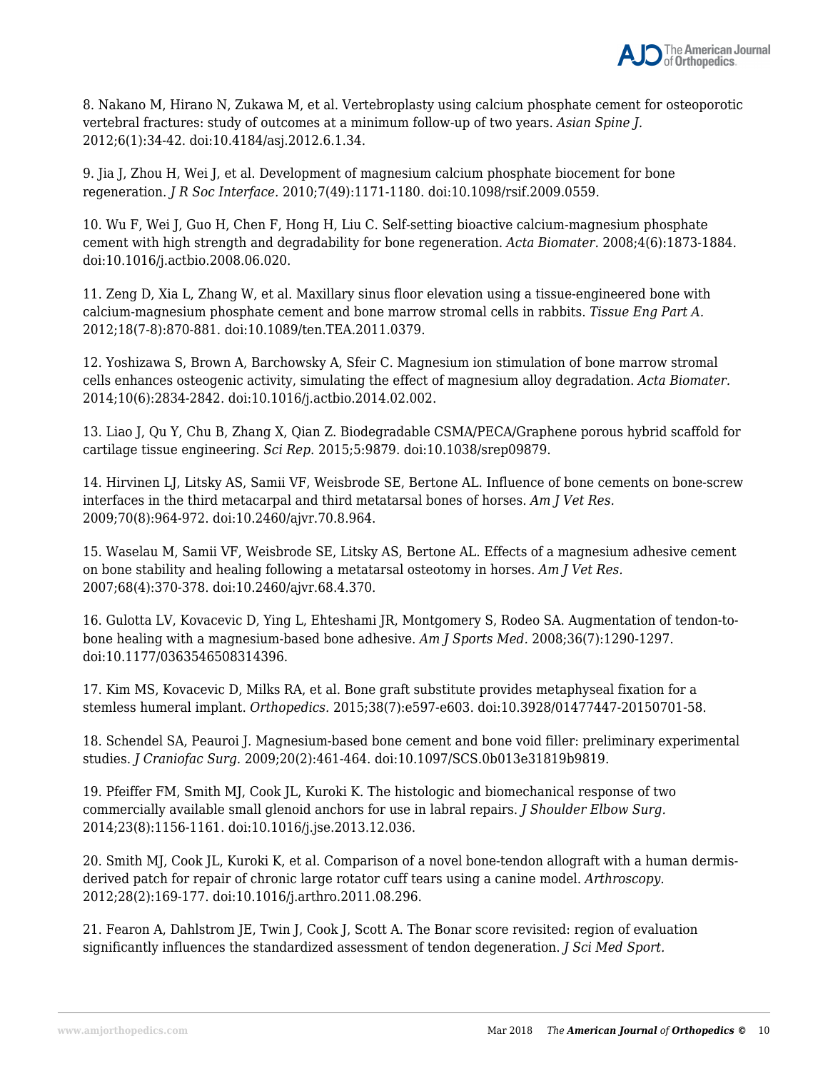8. Nakano M, Hirano N, Zukawa M, et al. Vertebroplasty using calcium phosphate cement for osteoporotic vertebral fractures: study of outcomes at a minimum follow-up of two years. *Asian Spine J.* 2012;6(1):34-42. doi:10.4184/asj.2012.6.1.34.

9. Jia J, Zhou H, Wei J, et al. Development of magnesium calcium phosphate biocement for bone regeneration. *J R Soc Interface.* 2010;7(49):1171-1180. doi:10.1098/rsif.2009.0559.

10. Wu F, Wei J, Guo H, Chen F, Hong H, Liu C. Self-setting bioactive calcium-magnesium phosphate cement with high strength and degradability for bone regeneration. *Acta Biomater.* 2008;4(6):1873-1884. doi:10.1016/j.actbio.2008.06.020.

11. Zeng D, Xia L, Zhang W, et al. Maxillary sinus floor elevation using a tissue-engineered bone with calcium-magnesium phosphate cement and bone marrow stromal cells in rabbits. *Tissue Eng Part A.* 2012;18(7-8):870-881. doi:10.1089/ten.TEA.2011.0379.

12. Yoshizawa S, Brown A, Barchowsky A, Sfeir C. Magnesium ion stimulation of bone marrow stromal cells enhances osteogenic activity, simulating the effect of magnesium alloy degradation. *Acta Biomater.* 2014;10(6):2834-2842. doi:10.1016/j.actbio.2014.02.002.

13. Liao J, Qu Y, Chu B, Zhang X, Qian Z. Biodegradable CSMA/PECA/Graphene porous hybrid scaffold for cartilage tissue engineering. *Sci Rep.* 2015;5:9879. doi:10.1038/srep09879.

14. Hirvinen LJ, Litsky AS, Samii VF, Weisbrode SE, Bertone AL. Influence of bone cements on bone-screw interfaces in the third metacarpal and third metatarsal bones of horses. *Am J Vet Res.* 2009;70(8):964-972. doi:10.2460/ajvr.70.8.964.

15. Waselau M, Samii VF, Weisbrode SE, Litsky AS, Bertone AL. Effects of a magnesium adhesive cement on bone stability and healing following a metatarsal osteotomy in horses. *Am J Vet Res.* 2007;68(4):370-378. doi:10.2460/ajvr.68.4.370.

16. Gulotta LV, Kovacevic D, Ying L, Ehteshami JR, Montgomery S, Rodeo SA. Augmentation of tendon-to-bone healing with a magnesium-based bone adhesive. *Am J Sports Med.* 2008;36(7):1290-1297. doi:10.1177/0363546508314396.

17. Kim MS, Kovacevic D, Milks RA, et al. Bone graft substitute provides metaphyseal fixation for a stemless humeral implant. *Orthopedics.* 2015;38(7):e597-e603. doi:10.3928/01477447-20150701-58.

18. Schendel SA, Peauroi J. Magnesium-based bone cement and bone void filler: preliminary experimental studies. *J Craniofac Surg.* 2009;20(2):461-464. doi:10.1097/SCS.0b013e31819b9819.

19. Pfeiffer FM, Smith MJ, Cook JL, Kuroki K. The histologic and biomechanical response of two commercially available small glenoid anchors for use in labral repairs. *J Shoulder Elbow Surg.* 2014;23(8):1156-1161. doi:10.1016/j.jse.2013.12.036.

20. Smith MJ, Cook JL, Kuroki K, et al. Comparison of a novel bone-tendon allograft with a human dermis-derived patch for repair of chronic large rotator cuff tears using a canine model. *Arthroscopy.* 2012;28(2):169-177. doi:10.1016/j.arthro.2011.08.296.

21. Fearon A, Dahlstrom JE, Twin J, Cook J, Scott A. The Bonar score revisited: region of evaluation significantly influences the standardized assessment of tendon degeneration. *J Sci Med Sport.*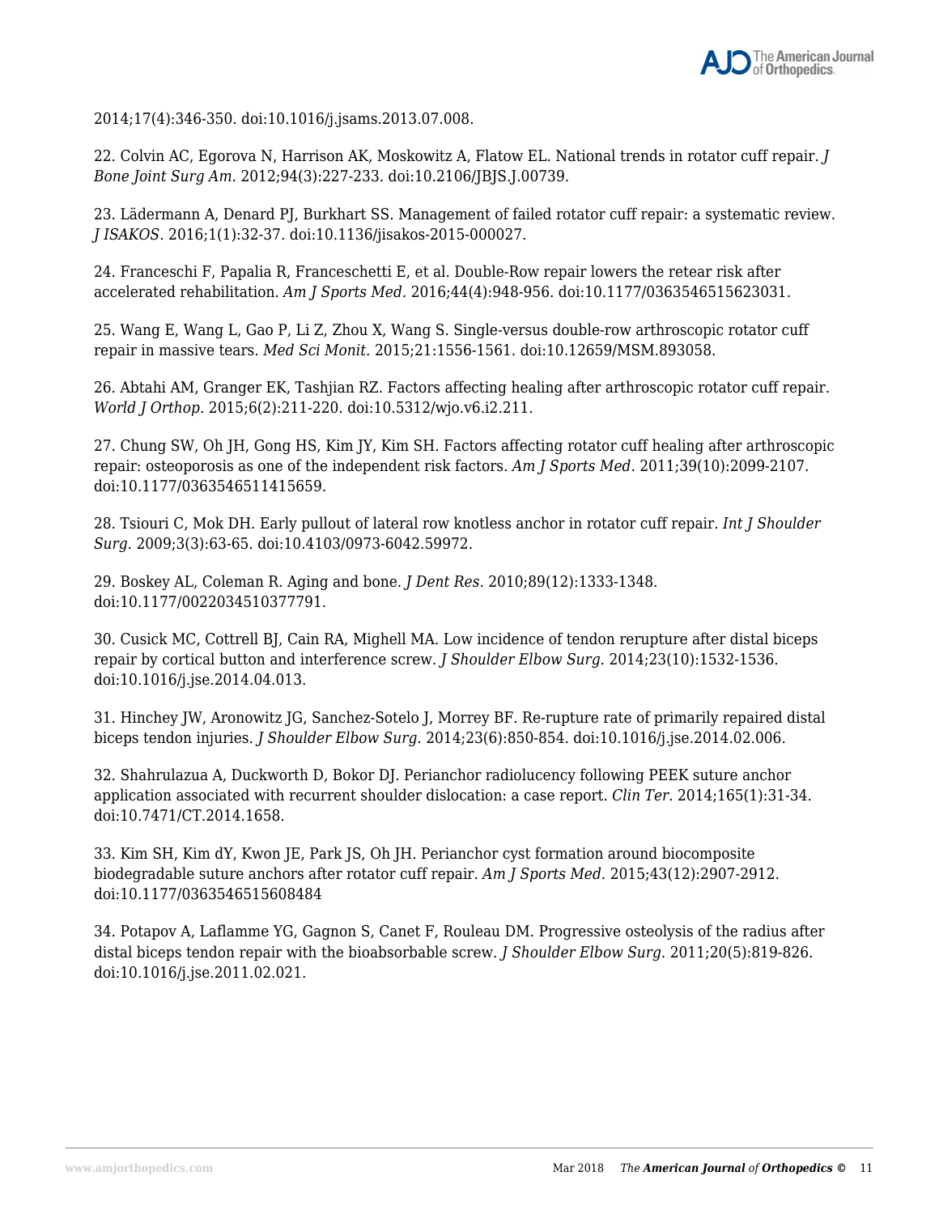2014;17(4):346-350. doi:10.1016/j.jsams.2013.07.008.

22. Colvin AC, Egorova N, Harrison AK, Moskowitz A, Flatow EL. National trends in rotator cuff repair. *J Bone Joint Surg Am.* 2012;94(3):227-233. doi:10.2106/JBJS.J.00739.

23. Lädermann A, Denard PJ, Burkhart SS. Management of failed rotator cuff repair: a systematic review. *J ISAKOS.* 2016;1(1):32-37. doi:10.1136/jisakos-2015-000027.

24. Franceschi F, Papalia R, Franceschetti E, et al. Double-Row repair lowers the retear risk after accelerated rehabilitation. *Am J Sports Med.* 2016;44(4):948-956. doi:10.1177/0363546515623031.

25. Wang E, Wang L, Gao P, Li Z, Zhou X, Wang S. Single-versus double-row arthroscopic rotator cuff repair in massive tears. *Med Sci Monit.* 2015;21:1556-1561. doi:10.12659/MSM.893058.

26. Abtahi AM, Granger EK, Tashjian RZ. Factors affecting healing after arthroscopic rotator cuff repair. *World J Orthop.* 2015;6(2):211-220. doi:10.5312/wjo.v6.i2.211.

27. Chung SW, Oh JH, Gong HS, Kim JY, Kim SH. Factors affecting rotator cuff healing after arthroscopic repair: osteoporosis as one of the independent risk factors. *Am J Sports Med.* 2011;39(10):2099-2107. doi:10.1177/0363546511415659.

28. Tsiouri C, Mok DH. Early pullout of lateral row knotless anchor in rotator cuff repair. *Int J Shoulder Surg.* 2009;3(3):63-65. doi:10.4103/0973-6042.59972.

29. Boskey AL, Coleman R. Aging and bone. *J Dent Res.* 2010;89(12):1333-1348. doi:10.1177/0022034510377791.

30. Cusick MC, Cottrell BJ, Cain RA, Mighell MA. Low incidence of tendon rerupture after distal biceps repair by cortical button and interference screw. *J Shoulder Elbow Surg.* 2014;23(10):1532-1536. doi:10.1016/j.jse.2014.04.013.

31. Hinchey JW, Aronowitz JG, Sanchez-Sotelo J, Morrey BF. Re-rupture rate of primarily repaired distal biceps tendon injuries. *J Shoulder Elbow Surg.* 2014;23(6):850-854. doi:10.1016/j.jse.2014.02.006.

32. Shahrulazua A, Duckworth D, Bokor DJ. Perianchor radiolucency following PEEK suture anchor application associated with recurrent shoulder dislocation: a case report. *Clin Ter.* 2014;165(1):31-34. doi:10.7471/CT.2014.1658.

33. Kim SH, Kim dY, Kwon JE, Park JS, Oh JH. Perianchor cyst formation around biocomposite biodegradable suture anchors after rotator cuff repair. *Am J Sports Med.* 2015;43(12):2907-2912. doi:10.1177/0363546515608484

34. Potapov A, Laflamme YG, Gagnon S, Canet F, Rouleau DM. Progressive osteolysis of the radius after distal biceps tendon repair with the bioabsorbable screw. *J Shoulder Elbow Surg.* 2011;20(5):819-826. doi:10.1016/j.jse.2011.02.021.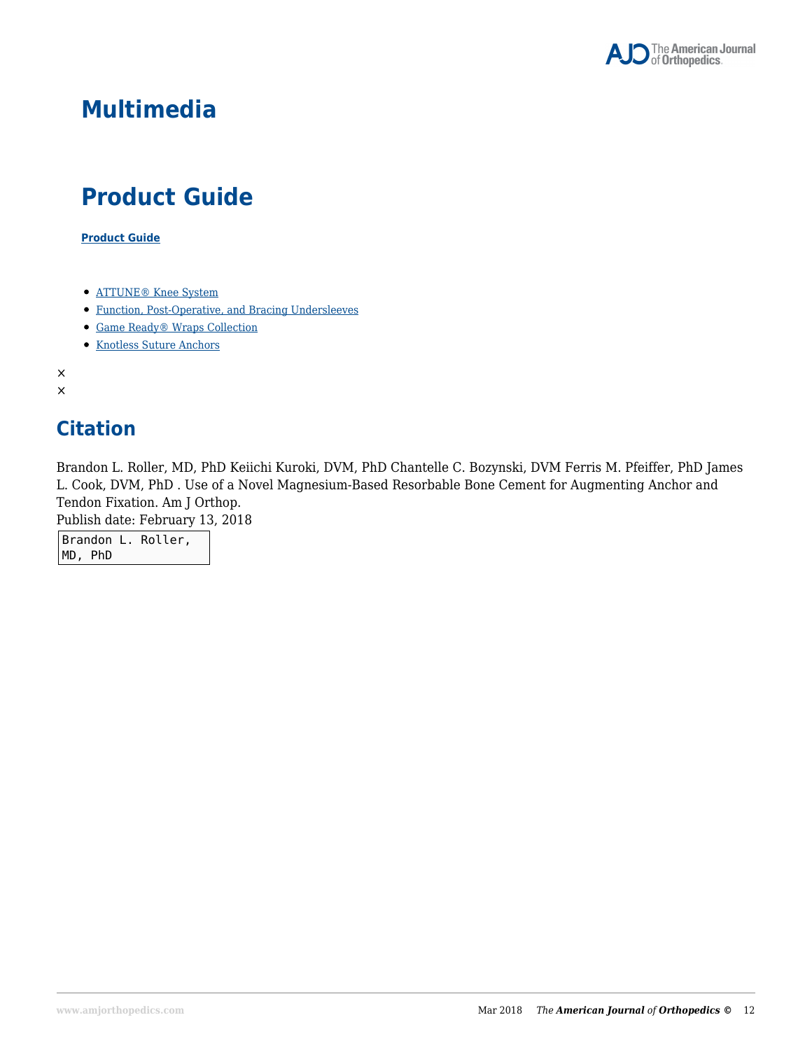# Multimedia

# Product Guide

**Product Guide**

- ATTUNE® Knee System
- Function, Post-Operative, and Bracing Undersleeves
- Game Ready® Wraps Collection
- Knotless Suture Anchors

×
×

## Citation

Brandon L. Roller, MD, PhD Keiichi Kuroki, DVM, PhD Chantelle C. Bozynski, DVM Ferris M. Pfeiffer, PhD James L. Cook, DVM, PhD . Use of a Novel Magnesium-Based Resorbable Bone Cement for Augmenting Anchor and Tendon Fixation. Am J Orthop.
Publish date: February 13, 2018

```
Brandon L. Roller,
MD, PhD
```